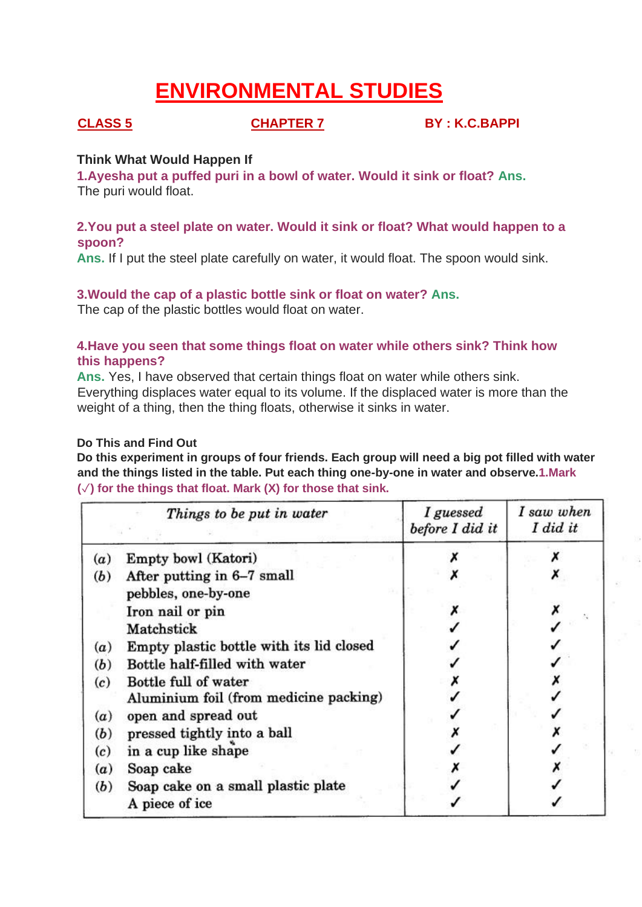# ENVIRONMENTAL STUDIES

**CLASS 5** **CHAPTER 7** **BY : K.C.BAPPI**

**Think What Would Happen If**

**1.Ayesha put a puffed puri in a bowl of water. Would it sink or float?** **Ans.**
The puri would float.

**2.You put a steel plate on water. Would it sink or float? What would happen to a spoon?**
**Ans.** If I put the steel plate carefully on water, it would float. The spoon would sink.

**3.Would the cap of a plastic bottle sink or float on water?** **Ans.**
The cap of the plastic bottles would float on water.

**4.Have you seen that some things float on water while others sink? Think how this happens?**
**Ans.** Yes, I have observed that certain things float on water while others sink. Everything displaces water equal to its volume. If the displaced water is more than the weight of a thing, then the thing floats, otherwise it sinks in water.

**Do This and Find Out**

**Do this experiment in groups of four friends. Each group will need a big pot filled with water and the things listed in the table. Put each thing one-by-one in water and observe.1.Mark (√) for the things that float. Mark (X) for those that sink.**

| *Things to be put in water* | *I guessed before I did it* | *I saw when I did it* |
|---|---|---|
| (a) Empty bowl (Katori) | ✗ | ✗ |
| (b) After putting in 6–7 small pebbles, one-by-one | ✗ | ✗ |
| Iron nail or pin | ✗ | ✗ |
| Matchstick | ✓ | ✓ |
| (a) Empty plastic bottle with its lid closed | ✓ | ✓ |
| (b) Bottle half-filled with water | ✓ | ✓ |
| (c) Bottle full of water | ✗ | ✗ |
| Aluminium foil (from medicine packing) | ✓ | ✓ |
| (a) open and spread out | ✓ | ✓ |
| (b) pressed tightly into a ball | ✗ | ✗ |
| (c) in a cup like shape | ✓ | ✓ |
| (a) Soap cake | ✗ | ✗ |
| (b) Soap cake on a small plastic plate | ✓ | ✓ |
| A piece of ice | ✓ | ✓ |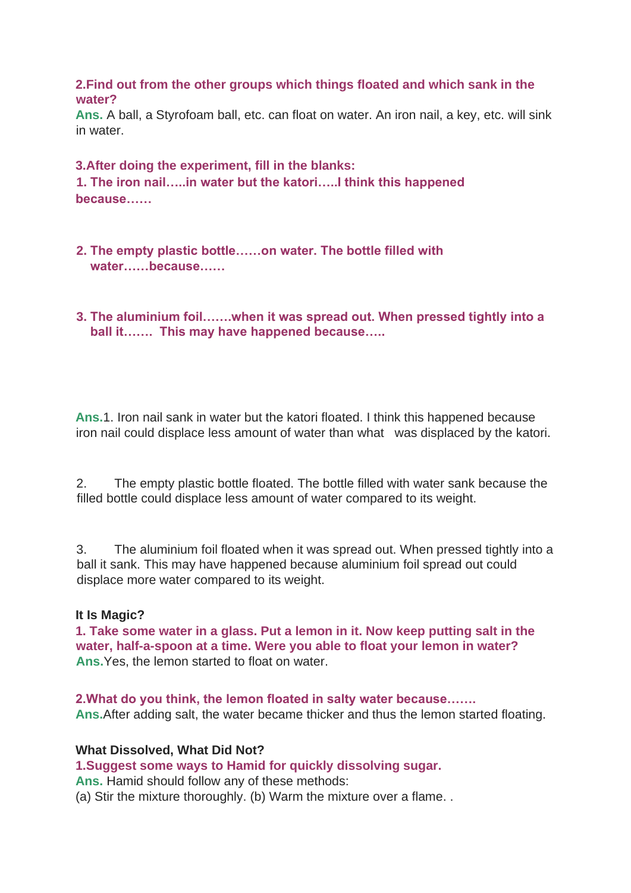**2.Find out from the other groups which things floated and which sank in the water?**

**Ans.** A ball, a Styrofoam ball, etc. can float on water. An iron nail, a key, etc. will sink in water.

**3.After doing the experiment, fill in the blanks:**

**1. The iron nail…..in water but the katori…..I think this happened because……**

**2. The empty plastic bottle……on water. The bottle filled with water……because……**

**3. The aluminium foil…….when it was spread out. When pressed tightly into a ball it……. This may have happened because…..**

**Ans.**1. Iron nail sank in water but the katori floated. I think this happened because iron nail could displace less amount of water than what was displaced by the katori.

2. The empty plastic bottle floated. The bottle filled with water sank because the filled bottle could displace less amount of water compared to its weight.

3. The aluminium foil floated when it was spread out. When pressed tightly into a ball it sank. This may have happened because aluminium foil spread out could displace more water compared to its weight.

**It Is Magic?**

**1. Take some water in a glass. Put a lemon in it. Now keep putting salt in the water, half-a-spoon at a time. Were you able to float your lemon in water?**

**Ans.**Yes, the lemon started to float on water.

**2.What do you think, the lemon floated in salty water because…….**

**Ans.**After adding salt, the water became thicker and thus the lemon started floating.

**What Dissolved, What Did Not?**

**1.Suggest some ways to Hamid for quickly dissolving sugar.**

**Ans.** Hamid should follow any of these methods:

(a) Stir the mixture thoroughly. (b) Warm the mixture over a flame. .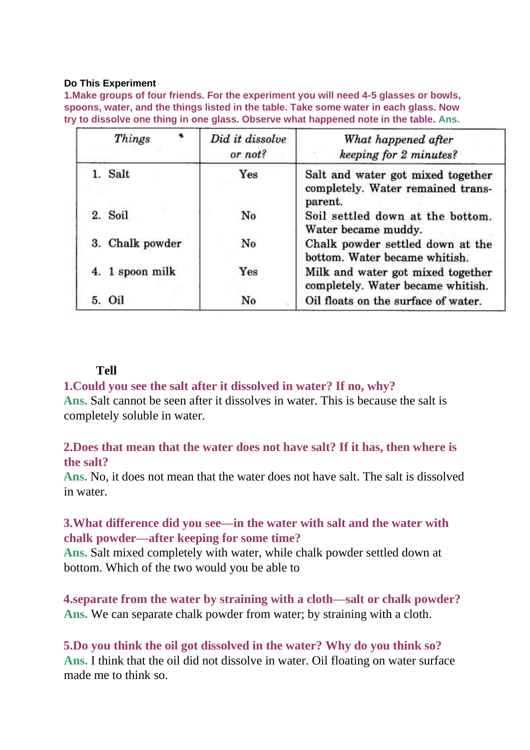**Do This Experiment**

**1.Make groups of four friends. For the experiment you will need 4-5 glasses or bowls, spoons, water, and the things listed in the table. Take some water in each glass. Now try to dissolve one thing in one glass. Observe what happened note in the table.** **Ans.**

| *Things* | *Did it dissolve or not?* | *What happened after keeping for 2 minutes?* |
|---|---|---|
| 1. Salt | Yes | Salt and water got mixed together completely. Water remained transparent. |
| 2. Soil | No | Soil settled down at the bottom. Water became muddy. |
| 3. Chalk powder | No | Chalk powder settled down at the bottom. Water became whitish. |
| 4. 1 spoon milk | Yes | Milk and water got mixed together completely. Water became whitish. |
| 5. Oil | No | Oil floats on the surface of water. |

**Tell**

**1.Could you see the salt after it dissolved in water? If no, why?**
**Ans.** Salt cannot be seen after it dissolves in water. This is because the salt is completely soluble in water.

**2.Does that mean that the water does not have salt? If it has, then where is the salt?**
**Ans.** No, it does not mean that the water does not have salt. The salt is dissolved in water.

**3.What difference did you see—in the water with salt and the water with chalk powder—after keeping for some time?**
**Ans.** Salt mixed completely with water, while chalk powder settled down at bottom. Which of the two would you be able to

**4.separate from the water by straining with a cloth—salt or chalk powder?**
**Ans.** We can separate chalk powder from water; by straining with a cloth.

**5.Do you think the oil got dissolved in the water? Why do you think so?**
**Ans.** I think that the oil did not dissolve in water. Oil floating on water surface made me to think so.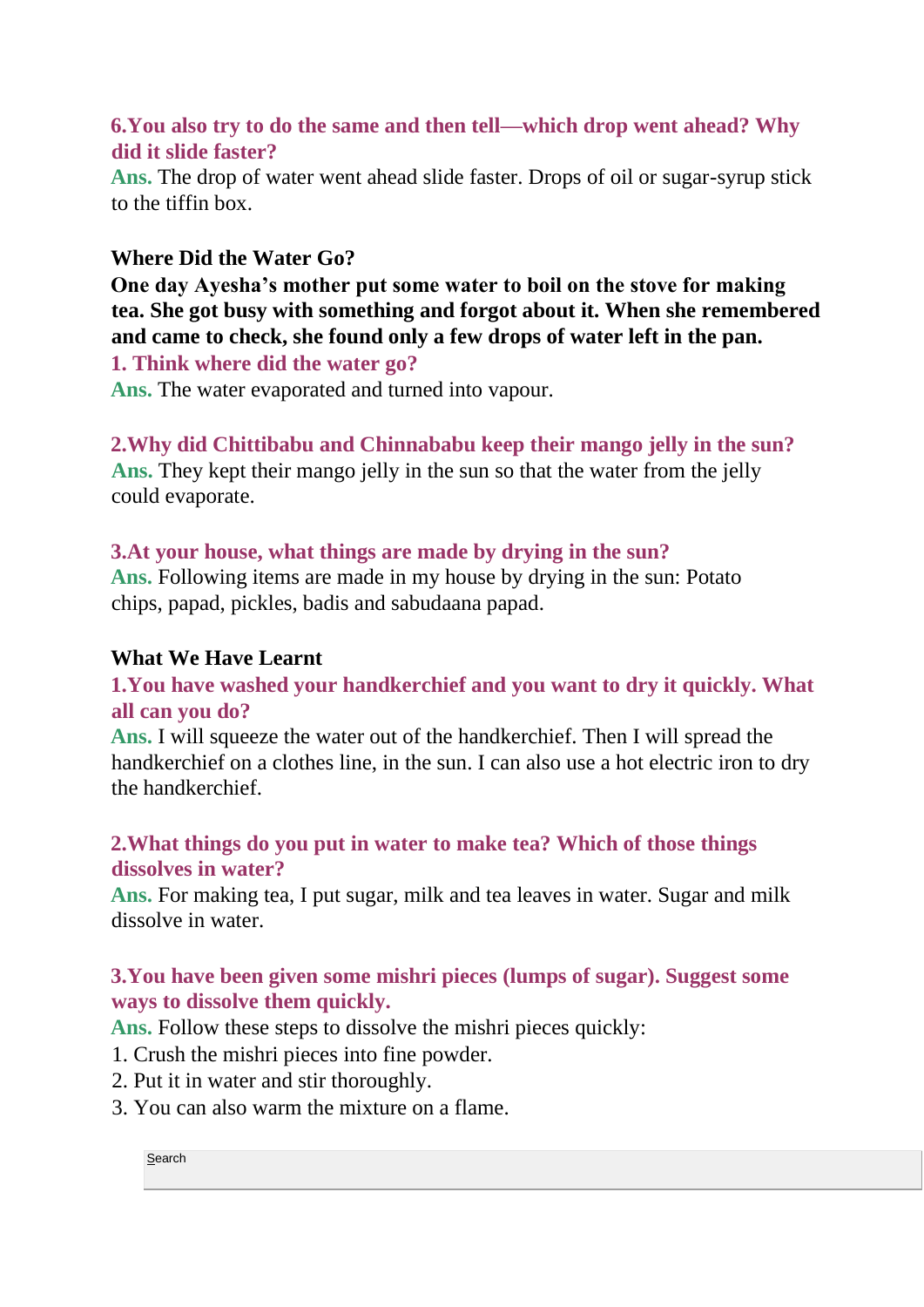**6.You also try to do the same and then tell—which drop went ahead? Why did it slide faster?**

**Ans.** The drop of water went ahead slide faster. Drops of oil or sugar-syrup stick to the tiffin box.

**Where Did the Water Go?**

**One day Ayesha's mother put some water to boil on the stove for making tea. She got busy with something and forgot about it. When she remembered and came to check, she found only a few drops of water left in the pan.**

**1. Think where did the water go?**

**Ans.** The water evaporated and turned into vapour.

**2.Why did Chittibabu and Chinnababu keep their mango jelly in the sun?**

**Ans.** They kept their mango jelly in the sun so that the water from the jelly could evaporate.

**3.At your house, what things are made by drying in the sun?**

**Ans.** Following items are made in my house by drying in the sun: Potato chips, papad, pickles, badis and sabudaana papad.

**What We Have Learnt**

**1.You have washed your handkerchief and you want to dry it quickly. What all can you do?**

**Ans.** I will squeeze the water out of the handkerchief. Then I will spread the handkerchief on a clothes line, in the sun. I can also use a hot electric iron to dry the handkerchief.

**2.What things do you put in water to make tea? Which of those things dissolves in water?**

**Ans.** For making tea, I put sugar, milk and tea leaves in water. Sugar and milk dissolve in water.

**3.You have been given some mishri pieces (lumps of sugar). Suggest some ways to dissolve them quickly.**

**Ans.** Follow these steps to dissolve the mishri pieces quickly:

1. Crush the mishri pieces into fine powder.
2. Put it in water and stir thoroughly.
3. You can also warm the mixture on a flame.

Search